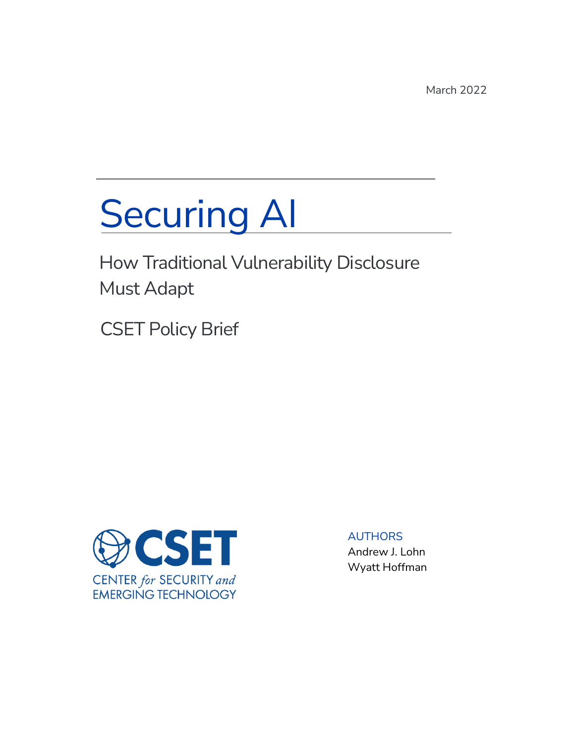March 2022

# Securing AI

## How Traditional Vulnerability Disclosure Must Adapt

CSET Policy Brief

CENTER *for* SECURITY *and* EMERGING TECHNOLOGY

AUTHORS
Andrew J. Lohn
Wyatt Hoffman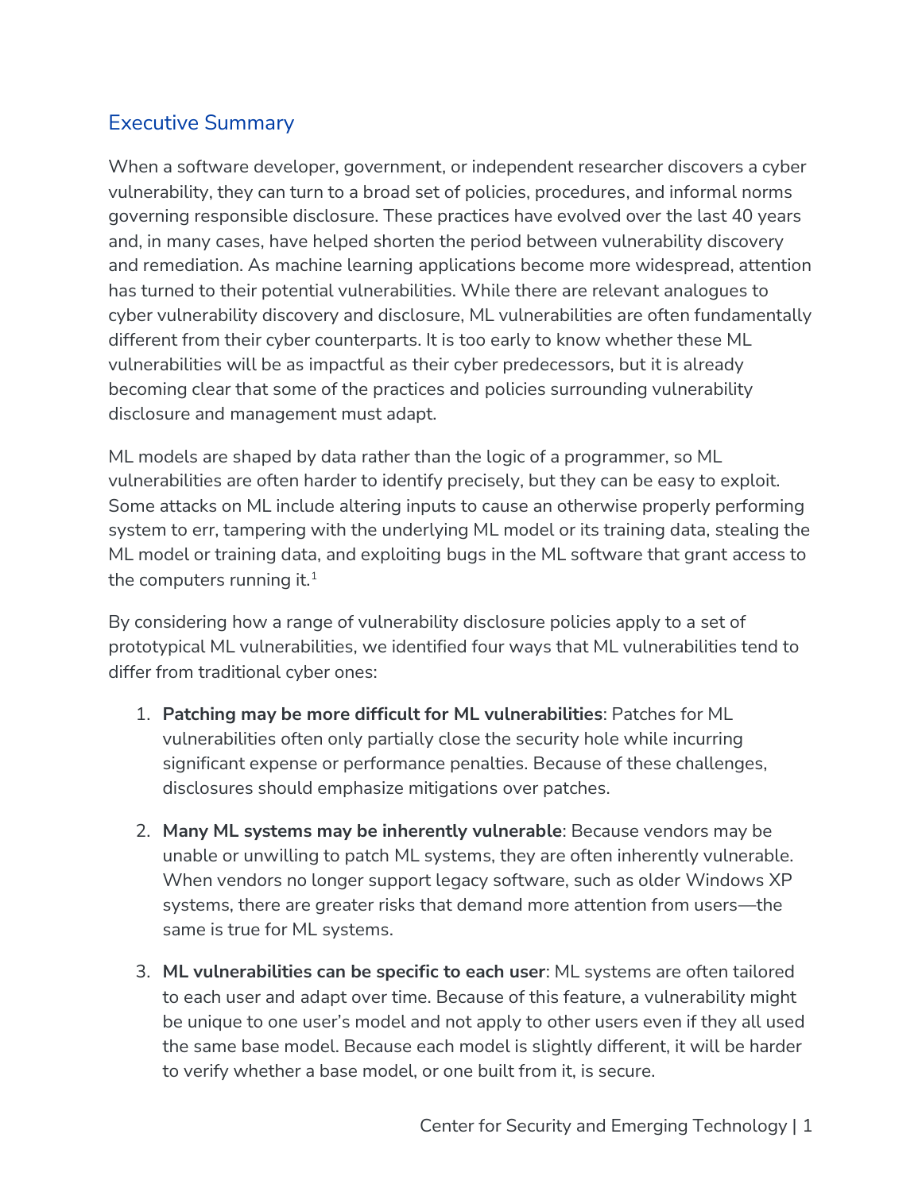## Executive Summary

When a software developer, government, or independent researcher discovers a cyber vulnerability, they can turn to a broad set of policies, procedures, and informal norms governing responsible disclosure. These practices have evolved over the last 40 years and, in many cases, have helped shorten the period between vulnerability discovery and remediation. As machine learning applications become more widespread, attention has turned to their potential vulnerabilities. While there are relevant analogues to cyber vulnerability discovery and disclosure, ML vulnerabilities are often fundamentally different from their cyber counterparts. It is too early to know whether these ML vulnerabilities will be as impactful as their cyber predecessors, but it is already becoming clear that some of the practices and policies surrounding vulnerability disclosure and management must adapt.

ML models are shaped by data rather than the logic of a programmer, so ML vulnerabilities are often harder to identify precisely, but they can be easy to exploit. Some attacks on ML include altering inputs to cause an otherwise properly performing system to err, tampering with the underlying ML model or its training data, stealing the ML model or training data, and exploiting bugs in the ML software that grant access to the computers running it.[1]

By considering how a range of vulnerability disclosure policies apply to a set of prototypical ML vulnerabilities, we identified four ways that ML vulnerabilities tend to differ from traditional cyber ones:

1. **Patching may be more difficult for ML vulnerabilities**: Patches for ML vulnerabilities often only partially close the security hole while incurring significant expense or performance penalties. Because of these challenges, disclosures should emphasize mitigations over patches.

2. **Many ML systems may be inherently vulnerable**: Because vendors may be unable or unwilling to patch ML systems, they are often inherently vulnerable. When vendors no longer support legacy software, such as older Windows XP systems, there are greater risks that demand more attention from users—the same is true for ML systems.

3. **ML vulnerabilities can be specific to each user**: ML systems are often tailored to each user and adapt over time. Because of this feature, a vulnerability might be unique to one user's model and not apply to other users even if they all used the same base model. Because each model is slightly different, it will be harder to verify whether a base model, or one built from it, is secure.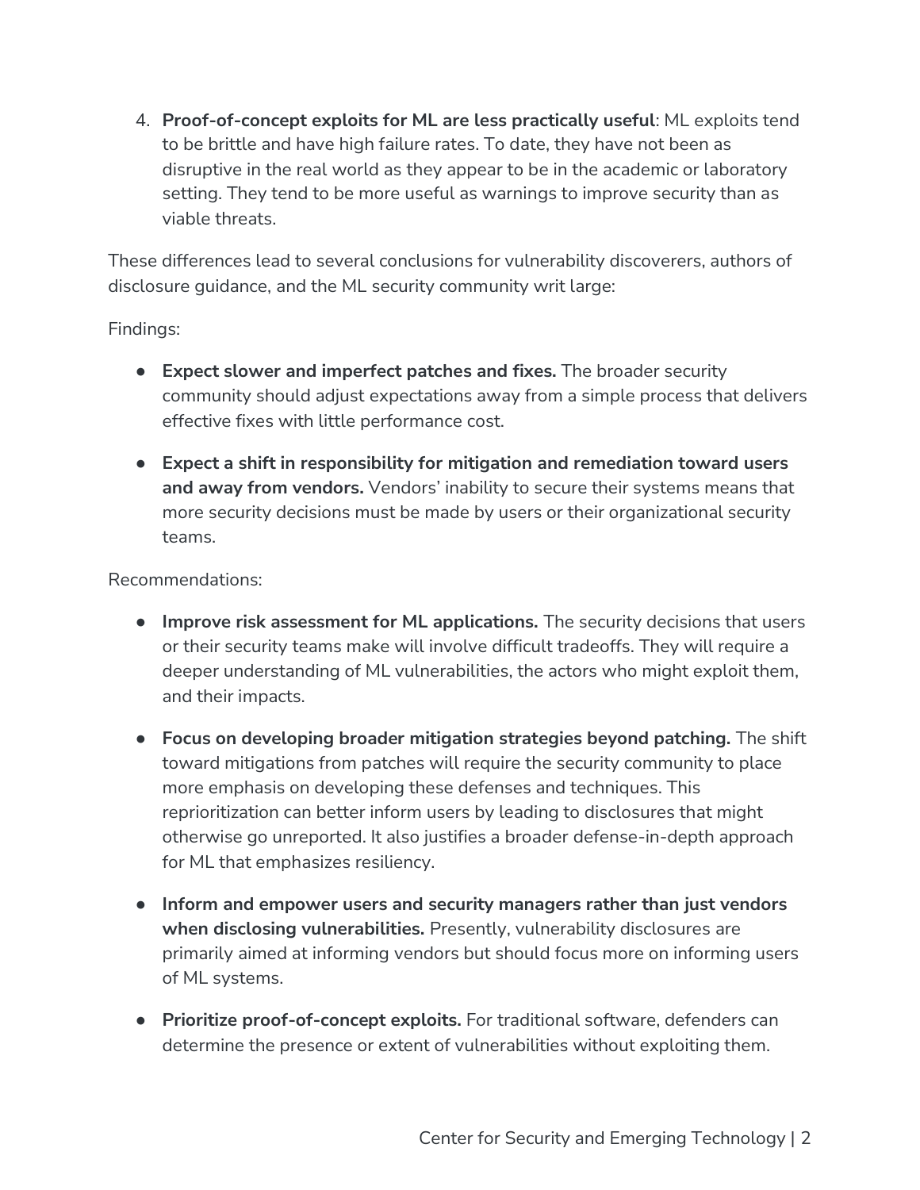4. **Proof-of-concept exploits for ML are less practically useful**: ML exploits tend to be brittle and have high failure rates. To date, they have not been as disruptive in the real world as they appear to be in the academic or laboratory setting. They tend to be more useful as warnings to improve security than as viable threats.

These differences lead to several conclusions for vulnerability discoverers, authors of disclosure guidance, and the ML security community writ large:

Findings:

- **Expect slower and imperfect patches and fixes.** The broader security community should adjust expectations away from a simple process that delivers effective fixes with little performance cost.

- **Expect a shift in responsibility for mitigation and remediation toward users and away from vendors.** Vendors' inability to secure their systems means that more security decisions must be made by users or their organizational security teams.

Recommendations:

- **Improve risk assessment for ML applications.** The security decisions that users or their security teams make will involve difficult tradeoffs. They will require a deeper understanding of ML vulnerabilities, the actors who might exploit them, and their impacts.

- **Focus on developing broader mitigation strategies beyond patching.** The shift toward mitigations from patches will require the security community to place more emphasis on developing these defenses and techniques. This reprioritization can better inform users by leading to disclosures that might otherwise go unreported. It also justifies a broader defense-in-depth approach for ML that emphasizes resiliency.

- **Inform and empower users and security managers rather than just vendors when disclosing vulnerabilities.** Presently, vulnerability disclosures are primarily aimed at informing vendors but should focus more on informing users of ML systems.

- **Prioritize proof-of-concept exploits.** For traditional software, defenders can determine the presence or extent of vulnerabilities without exploiting them.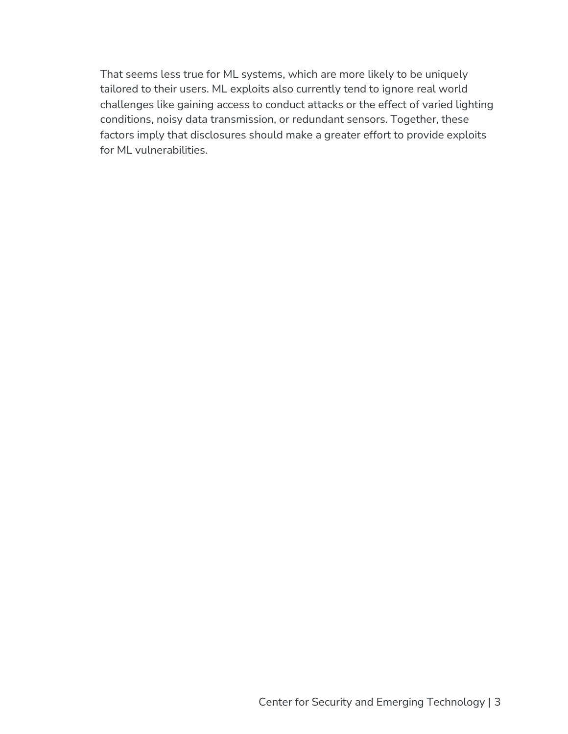That seems less true for ML systems, which are more likely to be uniquely tailored to their users. ML exploits also currently tend to ignore real world challenges like gaining access to conduct attacks or the effect of varied lighting conditions, noisy data transmission, or redundant sensors. Together, these factors imply that disclosures should make a greater effort to provide exploits for ML vulnerabilities.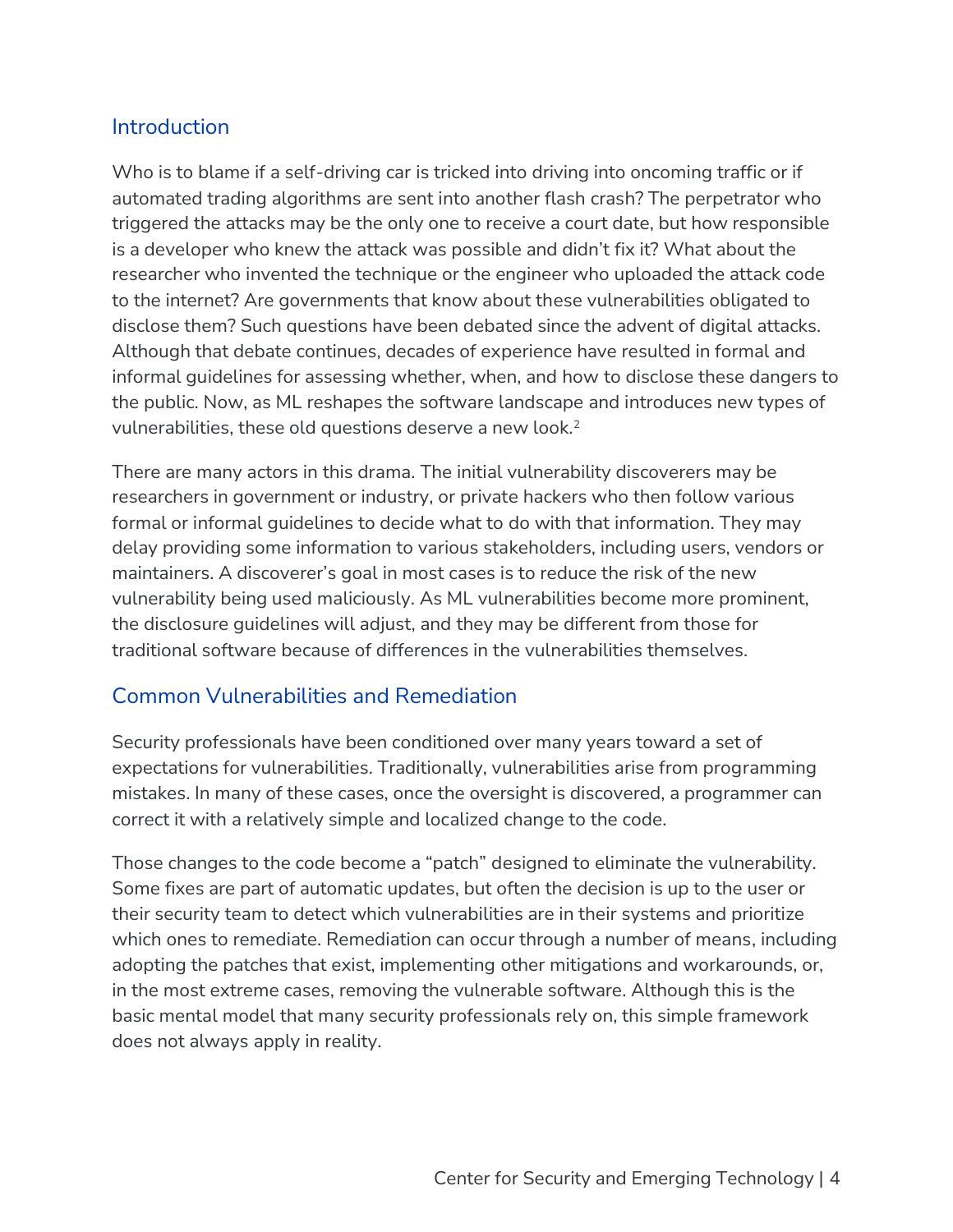## Introduction

Who is to blame if a self-driving car is tricked into driving into oncoming traffic or if automated trading algorithms are sent into another flash crash? The perpetrator who triggered the attacks may be the only one to receive a court date, but how responsible is a developer who knew the attack was possible and didn't fix it? What about the researcher who invented the technique or the engineer who uploaded the attack code to the internet? Are governments that know about these vulnerabilities obligated to disclose them? Such questions have been debated since the advent of digital attacks. Although that debate continues, decades of experience have resulted in formal and informal guidelines for assessing whether, when, and how to disclose these dangers to the public. Now, as ML reshapes the software landscape and introduces new types of vulnerabilities, these old questions deserve a new look.[2]

There are many actors in this drama. The initial vulnerability discoverers may be researchers in government or industry, or private hackers who then follow various formal or informal guidelines to decide what to do with that information. They may delay providing some information to various stakeholders, including users, vendors or maintainers. A discoverer's goal in most cases is to reduce the risk of the new vulnerability being used maliciously. As ML vulnerabilities become more prominent, the disclosure guidelines will adjust, and they may be different from those for traditional software because of differences in the vulnerabilities themselves.

## Common Vulnerabilities and Remediation

Security professionals have been conditioned over many years toward a set of expectations for vulnerabilities. Traditionally, vulnerabilities arise from programming mistakes. In many of these cases, once the oversight is discovered, a programmer can correct it with a relatively simple and localized change to the code.

Those changes to the code become a "patch" designed to eliminate the vulnerability. Some fixes are part of automatic updates, but often the decision is up to the user or their security team to detect which vulnerabilities are in their systems and prioritize which ones to remediate. Remediation can occur through a number of means, including adopting the patches that exist, implementing other mitigations and workarounds, or, in the most extreme cases, removing the vulnerable software. Although this is the basic mental model that many security professionals rely on, this simple framework does not always apply in reality.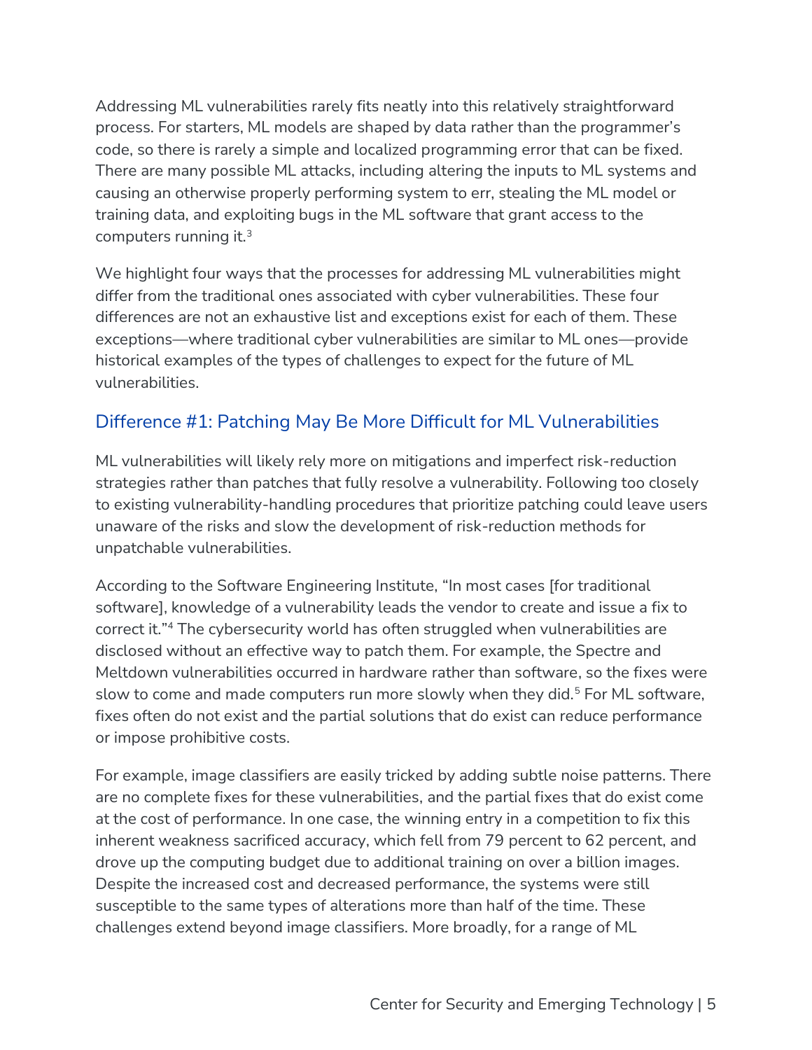Addressing ML vulnerabilities rarely fits neatly into this relatively straightforward process. For starters, ML models are shaped by data rather than the programmer's code, so there is rarely a simple and localized programming error that can be fixed. There are many possible ML attacks, including altering the inputs to ML systems and causing an otherwise properly performing system to err, stealing the ML model or training data, and exploiting bugs in the ML software that grant access to the computers running it.[3]

We highlight four ways that the processes for addressing ML vulnerabilities might differ from the traditional ones associated with cyber vulnerabilities. These four differences are not an exhaustive list and exceptions exist for each of them. These exceptions—where traditional cyber vulnerabilities are similar to ML ones—provide historical examples of the types of challenges to expect for the future of ML vulnerabilities.

## Difference #1: Patching May Be More Difficult for ML Vulnerabilities

ML vulnerabilities will likely rely more on mitigations and imperfect risk-reduction strategies rather than patches that fully resolve a vulnerability. Following too closely to existing vulnerability-handling procedures that prioritize patching could leave users unaware of the risks and slow the development of risk-reduction methods for unpatchable vulnerabilities.

According to the Software Engineering Institute, "In most cases [for traditional software], knowledge of a vulnerability leads the vendor to create and issue a fix to correct it."[4] The cybersecurity world has often struggled when vulnerabilities are disclosed without an effective way to patch them. For example, the Spectre and Meltdown vulnerabilities occurred in hardware rather than software, so the fixes were slow to come and made computers run more slowly when they did.[5] For ML software, fixes often do not exist and the partial solutions that do exist can reduce performance or impose prohibitive costs.

For example, image classifiers are easily tricked by adding subtle noise patterns. There are no complete fixes for these vulnerabilities, and the partial fixes that do exist come at the cost of performance. In one case, the winning entry in a competition to fix this inherent weakness sacrificed accuracy, which fell from 79 percent to 62 percent, and drove up the computing budget due to additional training on over a billion images. Despite the increased cost and decreased performance, the systems were still susceptible to the same types of alterations more than half of the time. These challenges extend beyond image classifiers. More broadly, for a range of ML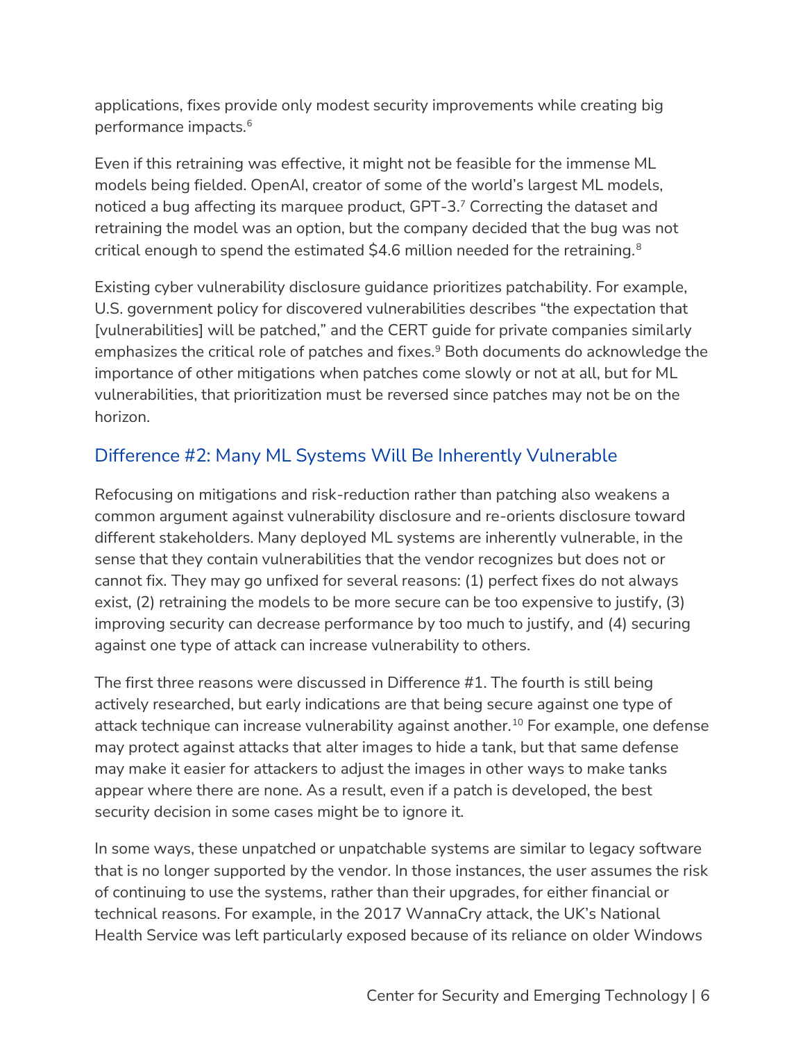applications, fixes provide only modest security improvements while creating big performance impacts.[6]

Even if this retraining was effective, it might not be feasible for the immense ML models being fielded. OpenAI, creator of some of the world's largest ML models, noticed a bug affecting its marquee product, GPT-3.[7] Correcting the dataset and retraining the model was an option, but the company decided that the bug was not critical enough to spend the estimated $4.6 million needed for the retraining.[8]

Existing cyber vulnerability disclosure guidance prioritizes patchability. For example, U.S. government policy for discovered vulnerabilities describes "the expectation that [vulnerabilities] will be patched," and the CERT guide for private companies similarly emphasizes the critical role of patches and fixes.[9] Both documents do acknowledge the importance of other mitigations when patches come slowly or not at all, but for ML vulnerabilities, that prioritization must be reversed since patches may not be on the horizon.

## Difference #2: Many ML Systems Will Be Inherently Vulnerable

Refocusing on mitigations and risk-reduction rather than patching also weakens a common argument against vulnerability disclosure and re-orients disclosure toward different stakeholders. Many deployed ML systems are inherently vulnerable, in the sense that they contain vulnerabilities that the vendor recognizes but does not or cannot fix. They may go unfixed for several reasons: (1) perfect fixes do not always exist, (2) retraining the models to be more secure can be too expensive to justify, (3) improving security can decrease performance by too much to justify, and (4) securing against one type of attack can increase vulnerability to others.

The first three reasons were discussed in Difference #1. The fourth is still being actively researched, but early indications are that being secure against one type of attack technique can increase vulnerability against another.[10] For example, one defense may protect against attacks that alter images to hide a tank, but that same defense may make it easier for attackers to adjust the images in other ways to make tanks appear where there are none. As a result, even if a patch is developed, the best security decision in some cases might be to ignore it.

In some ways, these unpatched or unpatchable systems are similar to legacy software that is no longer supported by the vendor. In those instances, the user assumes the risk of continuing to use the systems, rather than their upgrades, for either financial or technical reasons. For example, in the 2017 WannaCry attack, the UK's National Health Service was left particularly exposed because of its reliance on older Windows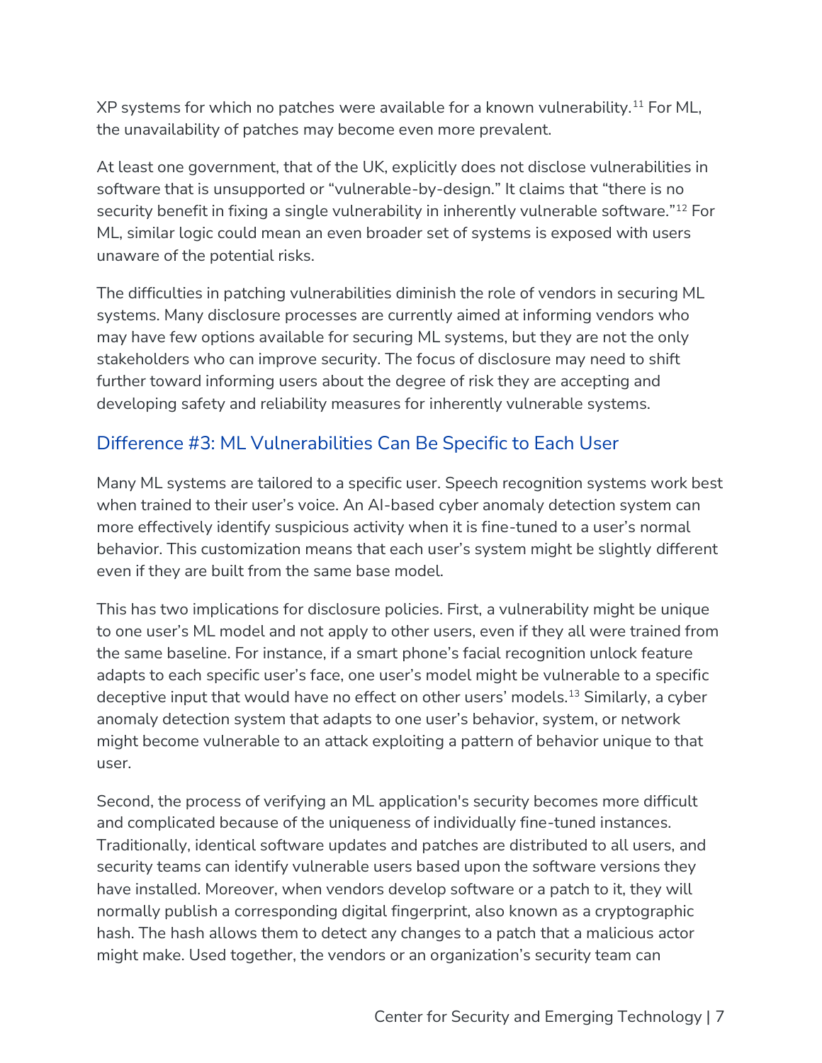XP systems for which no patches were available for a known vulnerability.[11] For ML, the unavailability of patches may become even more prevalent.

At least one government, that of the UK, explicitly does not disclose vulnerabilities in software that is unsupported or "vulnerable-by-design." It claims that "there is no security benefit in fixing a single vulnerability in inherently vulnerable software."[12] For ML, similar logic could mean an even broader set of systems is exposed with users unaware of the potential risks.

The difficulties in patching vulnerabilities diminish the role of vendors in securing ML systems. Many disclosure processes are currently aimed at informing vendors who may have few options available for securing ML systems, but they are not the only stakeholders who can improve security. The focus of disclosure may need to shift further toward informing users about the degree of risk they are accepting and developing safety and reliability measures for inherently vulnerable systems.

## Difference #3: ML Vulnerabilities Can Be Specific to Each User

Many ML systems are tailored to a specific user. Speech recognition systems work best when trained to their user's voice. An AI-based cyber anomaly detection system can more effectively identify suspicious activity when it is fine-tuned to a user's normal behavior. This customization means that each user's system might be slightly different even if they are built from the same base model.

This has two implications for disclosure policies. First, a vulnerability might be unique to one user's ML model and not apply to other users, even if they all were trained from the same baseline. For instance, if a smart phone's facial recognition unlock feature adapts to each specific user's face, one user's model might be vulnerable to a specific deceptive input that would have no effect on other users' models.[13] Similarly, a cyber anomaly detection system that adapts to one user's behavior, system, or network might become vulnerable to an attack exploiting a pattern of behavior unique to that user.

Second, the process of verifying an ML application's security becomes more difficult and complicated because of the uniqueness of individually fine-tuned instances. Traditionally, identical software updates and patches are distributed to all users, and security teams can identify vulnerable users based upon the software versions they have installed. Moreover, when vendors develop software or a patch to it, they will normally publish a corresponding digital fingerprint, also known as a cryptographic hash. The hash allows them to detect any changes to a patch that a malicious actor might make. Used together, the vendors or an organization's security team can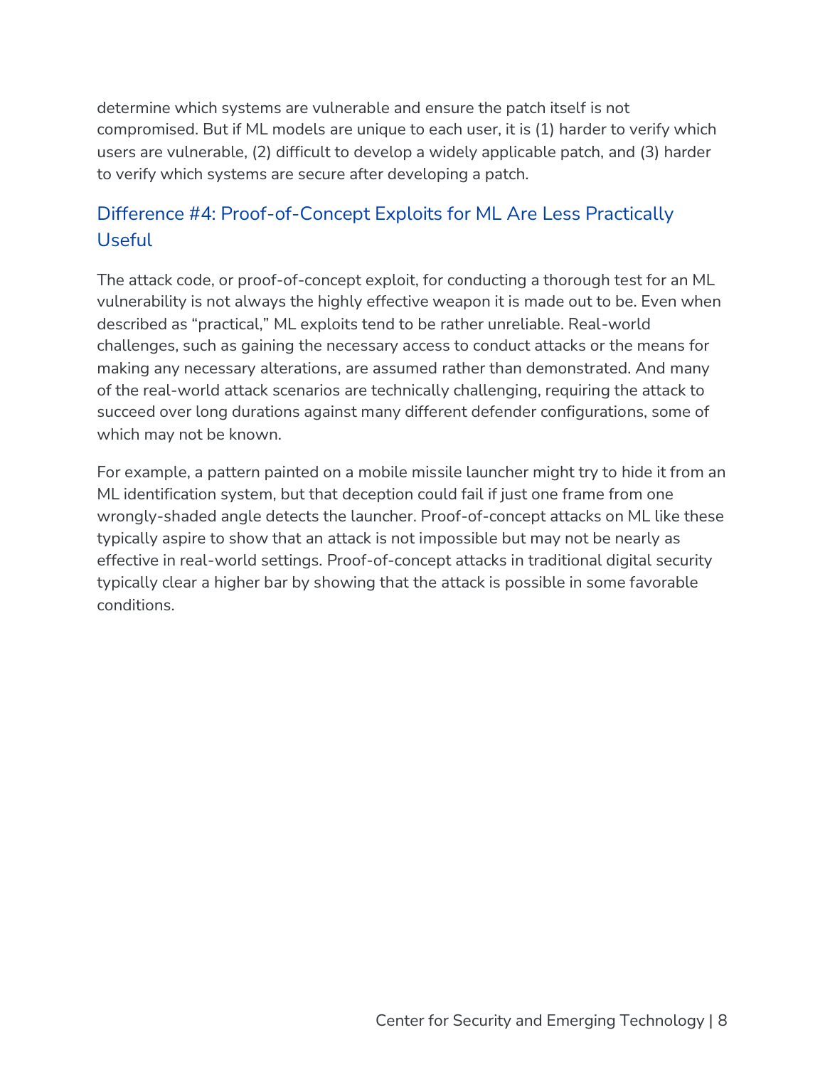determine which systems are vulnerable and ensure the patch itself is not compromised. But if ML models are unique to each user, it is (1) harder to verify which users are vulnerable, (2) difficult to develop a widely applicable patch, and (3) harder to verify which systems are secure after developing a patch.

### Difference #4: Proof-of-Concept Exploits for ML Are Less Practically Useful

The attack code, or proof-of-concept exploit, for conducting a thorough test for an ML vulnerability is not always the highly effective weapon it is made out to be. Even when described as "practical," ML exploits tend to be rather unreliable. Real-world challenges, such as gaining the necessary access to conduct attacks or the means for making any necessary alterations, are assumed rather than demonstrated. And many of the real-world attack scenarios are technically challenging, requiring the attack to succeed over long durations against many different defender configurations, some of which may not be known.

For example, a pattern painted on a mobile missile launcher might try to hide it from an ML identification system, but that deception could fail if just one frame from one wrongly-shaded angle detects the launcher. Proof-of-concept attacks on ML like these typically aspire to show that an attack is not impossible but may not be nearly as effective in real-world settings. Proof-of-concept attacks in traditional digital security typically clear a higher bar by showing that the attack is possible in some favorable conditions.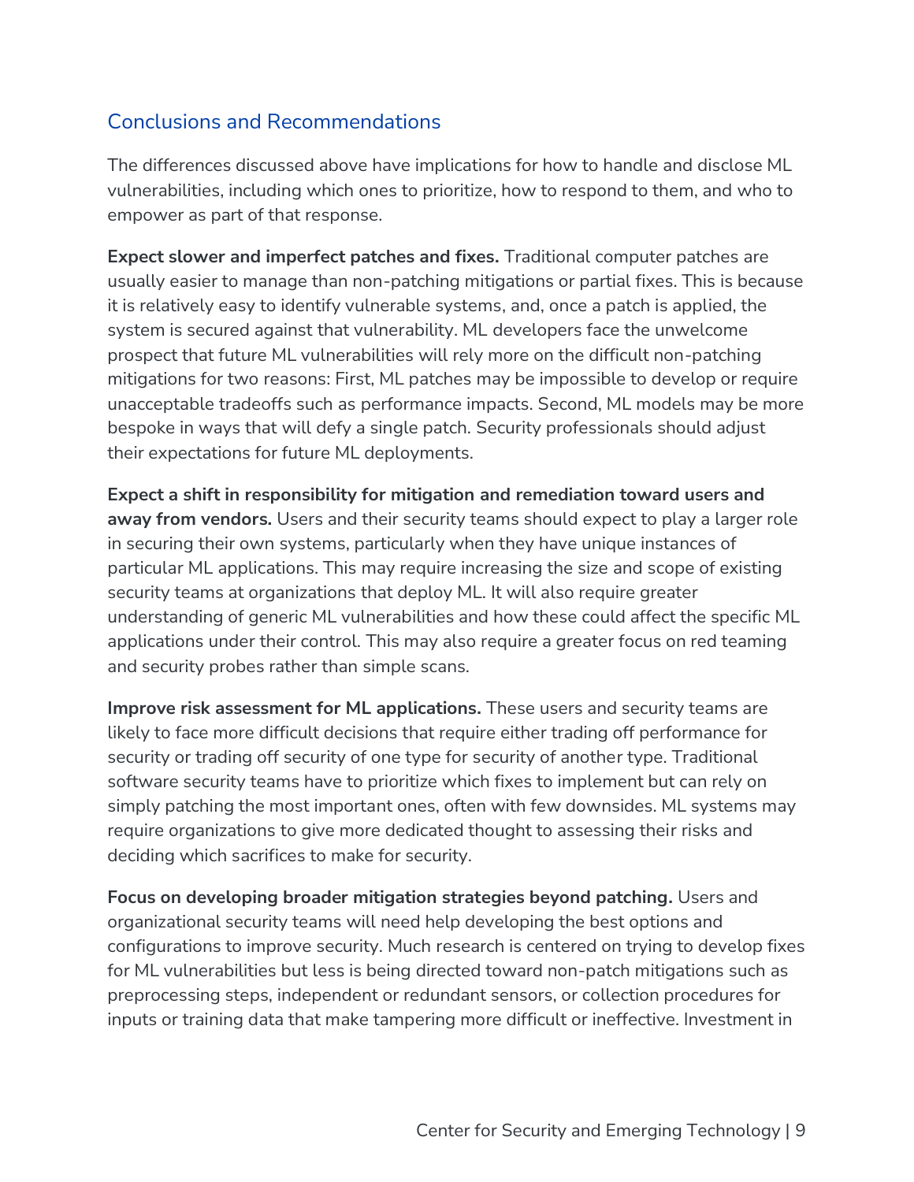## Conclusions and Recommendations

The differences discussed above have implications for how to handle and disclose ML vulnerabilities, including which ones to prioritize, how to respond to them, and who to empower as part of that response.

**Expect slower and imperfect patches and fixes.** Traditional computer patches are usually easier to manage than non-patching mitigations or partial fixes. This is because it is relatively easy to identify vulnerable systems, and, once a patch is applied, the system is secured against that vulnerability. ML developers face the unwelcome prospect that future ML vulnerabilities will rely more on the difficult non-patching mitigations for two reasons: First, ML patches may be impossible to develop or require unacceptable tradeoffs such as performance impacts. Second, ML models may be more bespoke in ways that will defy a single patch. Security professionals should adjust their expectations for future ML deployments.

**Expect a shift in responsibility for mitigation and remediation toward users and away from vendors.** Users and their security teams should expect to play a larger role in securing their own systems, particularly when they have unique instances of particular ML applications. This may require increasing the size and scope of existing security teams at organizations that deploy ML. It will also require greater understanding of generic ML vulnerabilities and how these could affect the specific ML applications under their control. This may also require a greater focus on red teaming and security probes rather than simple scans.

**Improve risk assessment for ML applications.** These users and security teams are likely to face more difficult decisions that require either trading off performance for security or trading off security of one type for security of another type. Traditional software security teams have to prioritize which fixes to implement but can rely on simply patching the most important ones, often with few downsides. ML systems may require organizations to give more dedicated thought to assessing their risks and deciding which sacrifices to make for security.

**Focus on developing broader mitigation strategies beyond patching.** Users and organizational security teams will need help developing the best options and configurations to improve security. Much research is centered on trying to develop fixes for ML vulnerabilities but less is being directed toward non-patch mitigations such as preprocessing steps, independent or redundant sensors, or collection procedures for inputs or training data that make tampering more difficult or ineffective. Investment in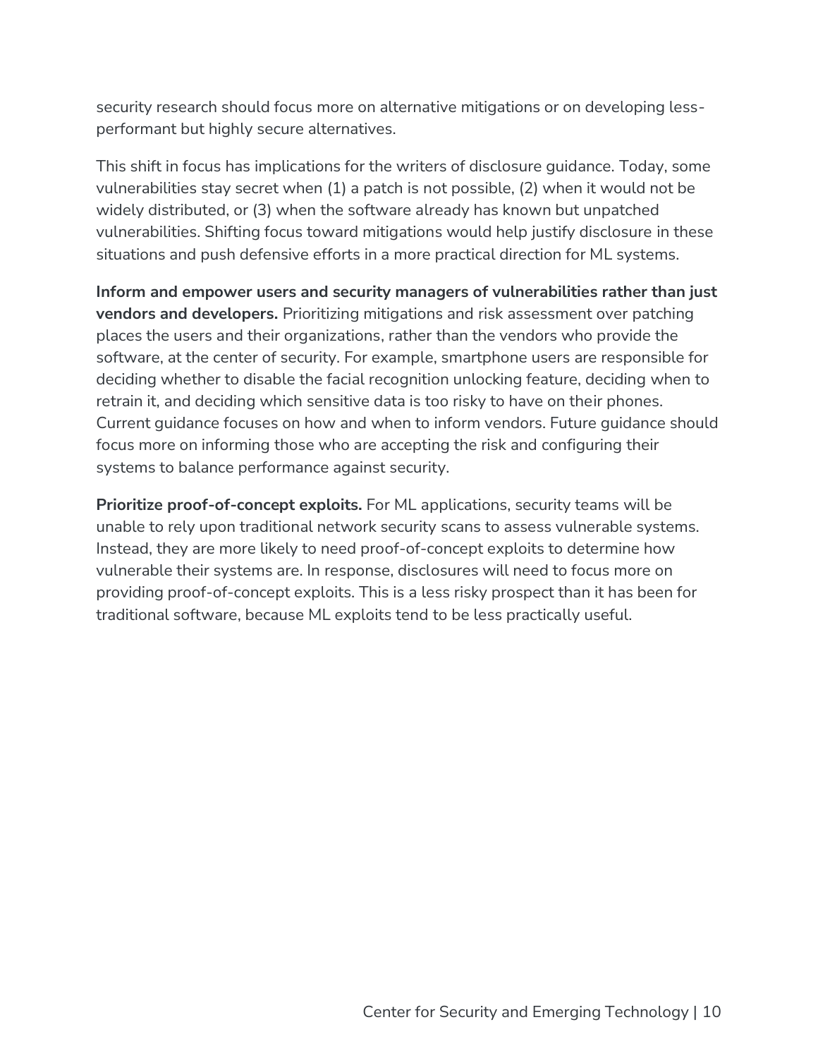security research should focus more on alternative mitigations or on developing less-performant but highly secure alternatives.

This shift in focus has implications for the writers of disclosure guidance. Today, some vulnerabilities stay secret when (1) a patch is not possible, (2) when it would not be widely distributed, or (3) when the software already has known but unpatched vulnerabilities. Shifting focus toward mitigations would help justify disclosure in these situations and push defensive efforts in a more practical direction for ML systems.

**Inform and empower users and security managers of vulnerabilities rather than just vendors and developers.** Prioritizing mitigations and risk assessment over patching places the users and their organizations, rather than the vendors who provide the software, at the center of security. For example, smartphone users are responsible for deciding whether to disable the facial recognition unlocking feature, deciding when to retrain it, and deciding which sensitive data is too risky to have on their phones. Current guidance focuses on how and when to inform vendors. Future guidance should focus more on informing those who are accepting the risk and configuring their systems to balance performance against security.

**Prioritize proof-of-concept exploits.** For ML applications, security teams will be unable to rely upon traditional network security scans to assess vulnerable systems. Instead, they are more likely to need proof-of-concept exploits to determine how vulnerable their systems are. In response, disclosures will need to focus more on providing proof-of-concept exploits. This is a less risky prospect than it has been for traditional software, because ML exploits tend to be less practically useful.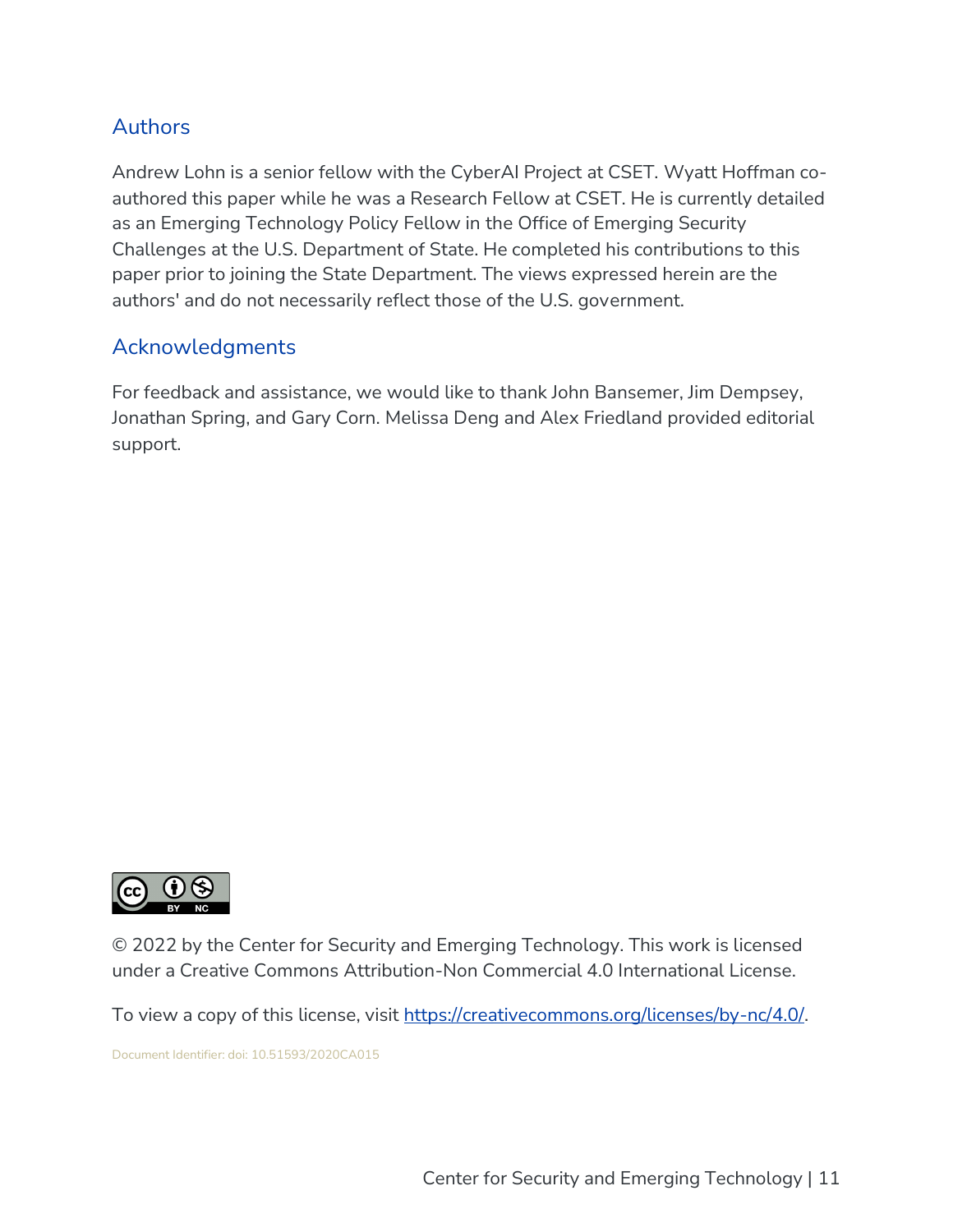## Authors

Andrew Lohn is a senior fellow with the CyberAI Project at CSET. Wyatt Hoffman co-authored this paper while he was a Research Fellow at CSET. He is currently detailed as an Emerging Technology Policy Fellow in the Office of Emerging Security Challenges at the U.S. Department of State. He completed his contributions to this paper prior to joining the State Department. The views expressed herein are the authors' and do not necessarily reflect those of the U.S. government.

## Acknowledgments

For feedback and assistance, we would like to thank John Bansemer, Jim Dempsey, Jonathan Spring, and Gary Corn. Melissa Deng and Alex Friedland provided editorial support.

© 2022 by the Center for Security and Emerging Technology. This work is licensed under a Creative Commons Attribution-Non Commercial 4.0 International License.

To view a copy of this license, visit https://creativecommons.org/licenses/by-nc/4.0/.

Document Identifier: doi: 10.51593/2020CA015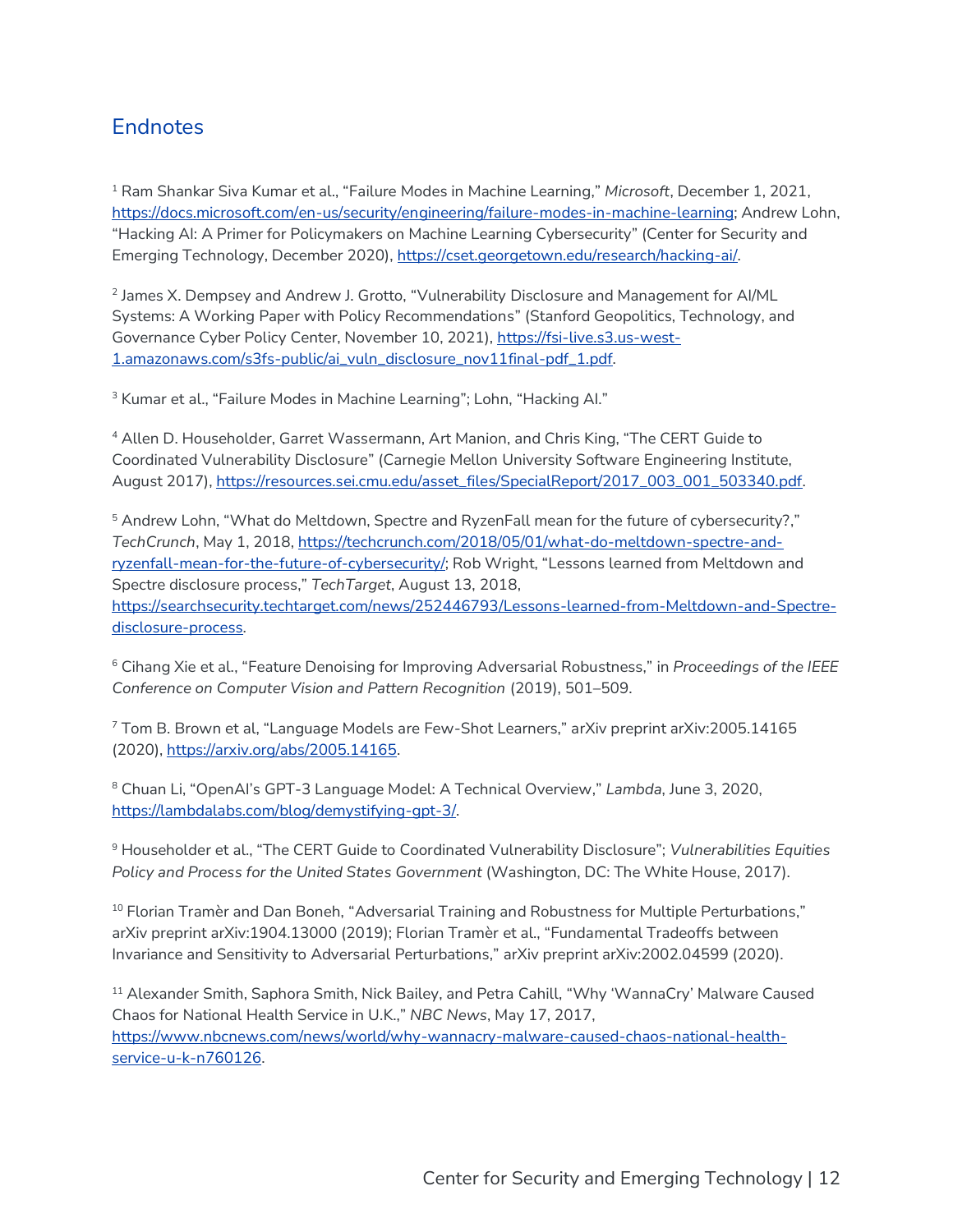## Endnotes

[1] Ram Shankar Siva Kumar et al., "Failure Modes in Machine Learning," *Microsoft*, December 1, 2021, https://docs.microsoft.com/en-us/security/engineering/failure-modes-in-machine-learning; Andrew Lohn, "Hacking AI: A Primer for Policymakers on Machine Learning Cybersecurity" (Center for Security and Emerging Technology, December 2020), https://cset.georgetown.edu/research/hacking-ai/.

[2] James X. Dempsey and Andrew J. Grotto, "Vulnerability Disclosure and Management for AI/ML Systems: A Working Paper with Policy Recommendations" (Stanford Geopolitics, Technology, and Governance Cyber Policy Center, November 10, 2021), https://fsi-live.s3.us-west-1.amazonaws.com/s3fs-public/ai_vuln_disclosure_nov11final-pdf_1.pdf.

[3] Kumar et al., "Failure Modes in Machine Learning"; Lohn, "Hacking AI."

[4] Allen D. Householder, Garret Wassermann, Art Manion, and Chris King, "The CERT Guide to Coordinated Vulnerability Disclosure" (Carnegie Mellon University Software Engineering Institute, August 2017), https://resources.sei.cmu.edu/asset_files/SpecialReport/2017_003_001_503340.pdf.

[5] Andrew Lohn, "What do Meltdown, Spectre and RyzenFall mean for the future of cybersecurity?," *TechCrunch*, May 1, 2018, https://techcrunch.com/2018/05/01/what-do-meltdown-spectre-and-ryzenfall-mean-for-the-future-of-cybersecurity/; Rob Wright, "Lessons learned from Meltdown and Spectre disclosure process," *TechTarget*, August 13, 2018, https://searchsecurity.techtarget.com/news/252446793/Lessons-learned-from-Meltdown-and-Spectre-disclosure-process.

[6] Cihang Xie et al., "Feature Denoising for Improving Adversarial Robustness," in *Proceedings of the IEEE Conference on Computer Vision and Pattern Recognition* (2019), 501–509.

[7] Tom B. Brown et al, "Language Models are Few-Shot Learners," arXiv preprint arXiv:2005.14165 (2020), https://arxiv.org/abs/2005.14165.

[8] Chuan Li, "OpenAI's GPT-3 Language Model: A Technical Overview," *Lambda*, June 3, 2020, https://lambdalabs.com/blog/demystifying-gpt-3/.

[9] Householder et al., "The CERT Guide to Coordinated Vulnerability Disclosure"; *Vulnerabilities Equities Policy and Process for the United States Government* (Washington, DC: The White House, 2017).

[10] Florian Tramèr and Dan Boneh, "Adversarial Training and Robustness for Multiple Perturbations," arXiv preprint arXiv:1904.13000 (2019); Florian Tramèr et al., "Fundamental Tradeoffs between Invariance and Sensitivity to Adversarial Perturbations," arXiv preprint arXiv:2002.04599 (2020).

[11] Alexander Smith, Saphora Smith, Nick Bailey, and Petra Cahill, "Why 'WannaCry' Malware Caused Chaos for National Health Service in U.K.," *NBC News*, May 17, 2017, https://www.nbcnews.com/news/world/why-wannacry-malware-caused-chaos-national-health-service-u-k-n760126.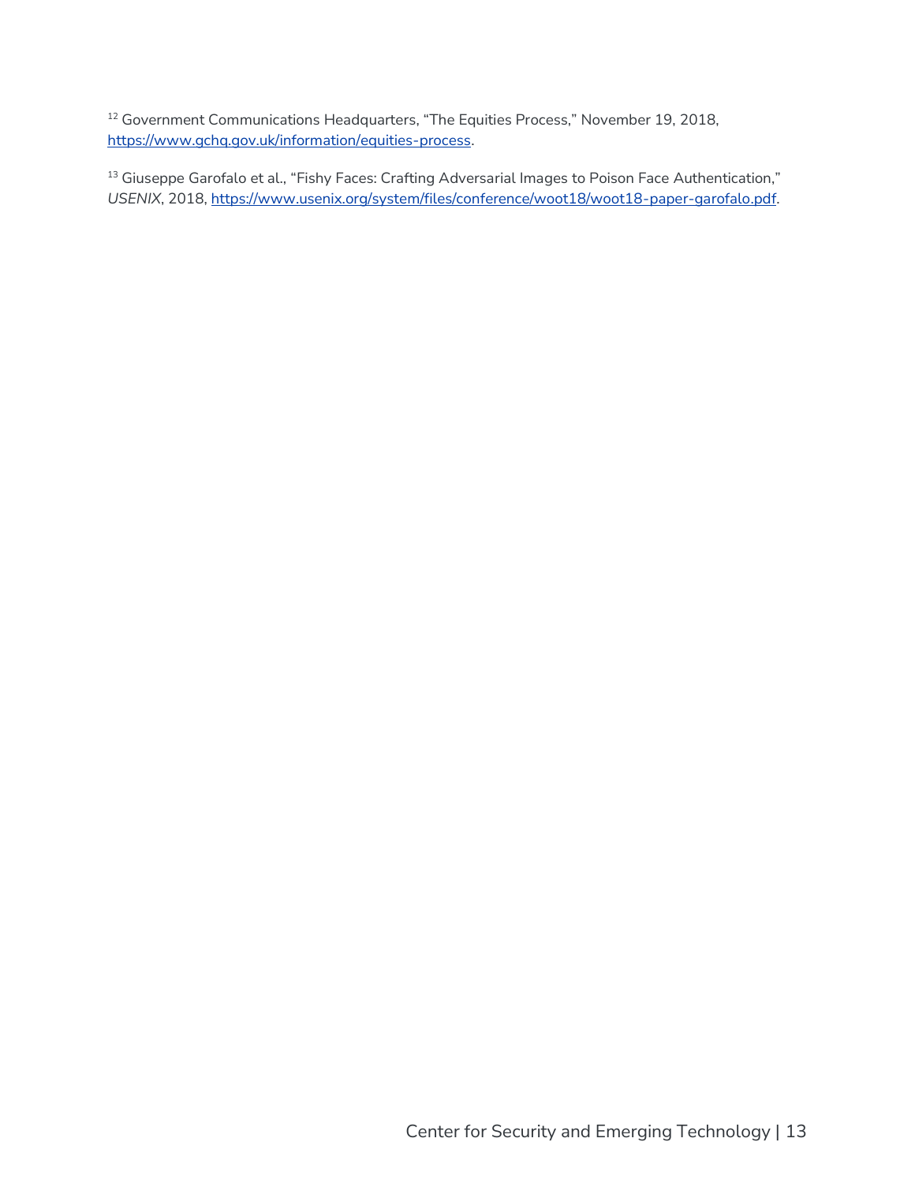[12] Government Communications Headquarters, "The Equities Process," November 19, 2018, https://www.gchq.gov.uk/information/equities-process.

[13] Giuseppe Garofalo et al., "Fishy Faces: Crafting Adversarial Images to Poison Face Authentication," *USENIX*, 2018, https://www.usenix.org/system/files/conference/woot18/woot18-paper-garofalo.pdf.